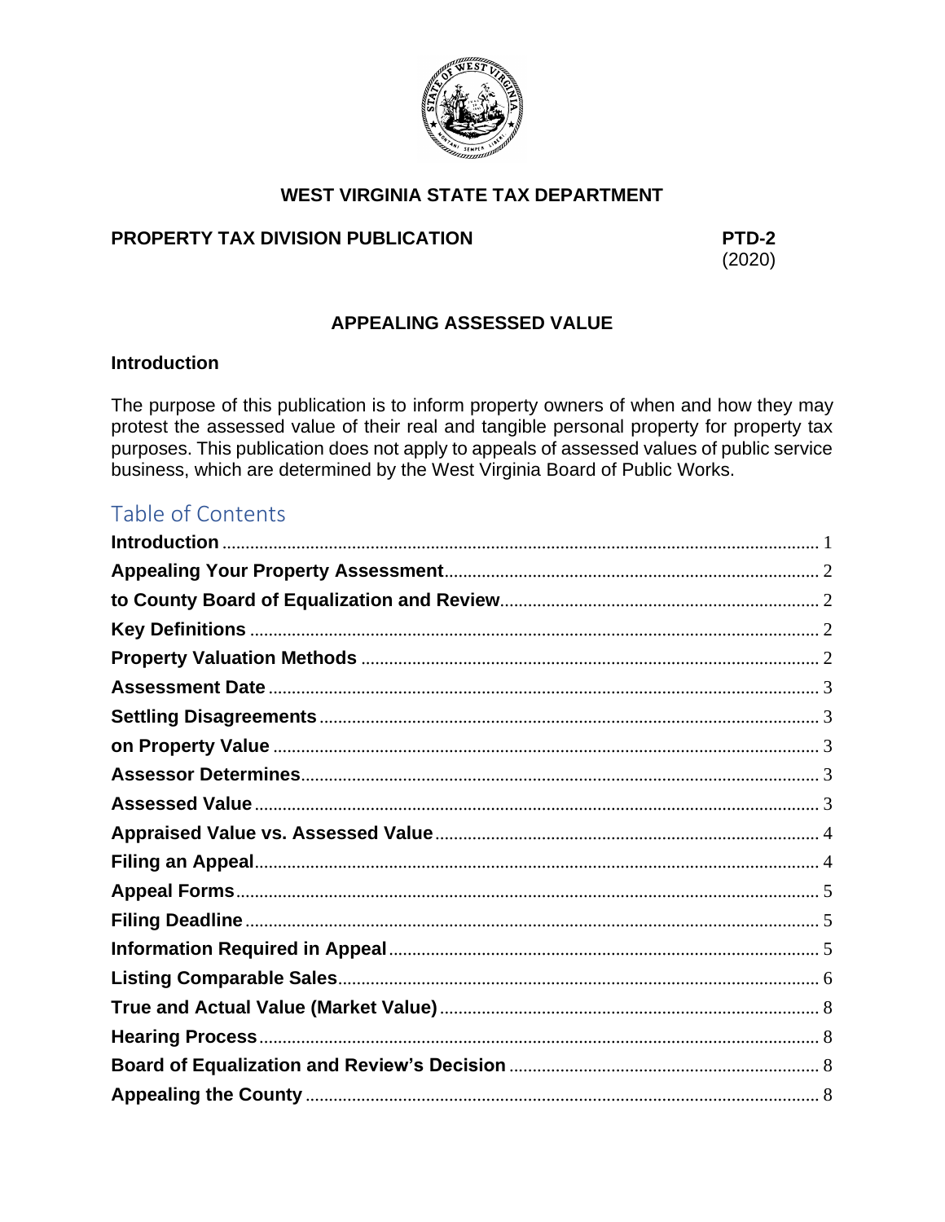**WEST VIRGINIA STATE TAX DEPARTMENT**

**PROPERTY TAX DIVISION PUBLICATION** **PTD-2**
(2020)

# APPEALING ASSESSED VALUE

## Introduction

The purpose of this publication is to inform property owners of when and how they may protest the assessed value of their real and tangible personal property for property tax purposes. This publication does not apply to appeals of assessed values of public service business, which are determined by the West Virginia Board of Public Works.

## Table of Contents

**Introduction** ........ 1
**Appealing Your Property Assessment** ........ 2
**to County Board of Equalization and Review** ........ 2
**Key Definitions** ........ 2
**Property Valuation Methods** ........ 2
**Assessment Date** ........ 3
**Settling Disagreements** ........ 3
**on Property Value** ........ 3
**Assessor Determines** ........ 3
**Assessed Value** ........ 3
**Appraised Value vs. Assessed Value** ........ 4
**Filing an Appeal** ........ 4
**Appeal Forms** ........ 5
**Filing Deadline** ........ 5
**Information Required in Appeal** ........ 5
**Listing Comparable Sales** ........ 6
**True and Actual Value (Market Value)** ........ 8
**Hearing Process** ........ 8
**Board of Equalization and Review's Decision** ........ 8
**Appealing the County** ........ 8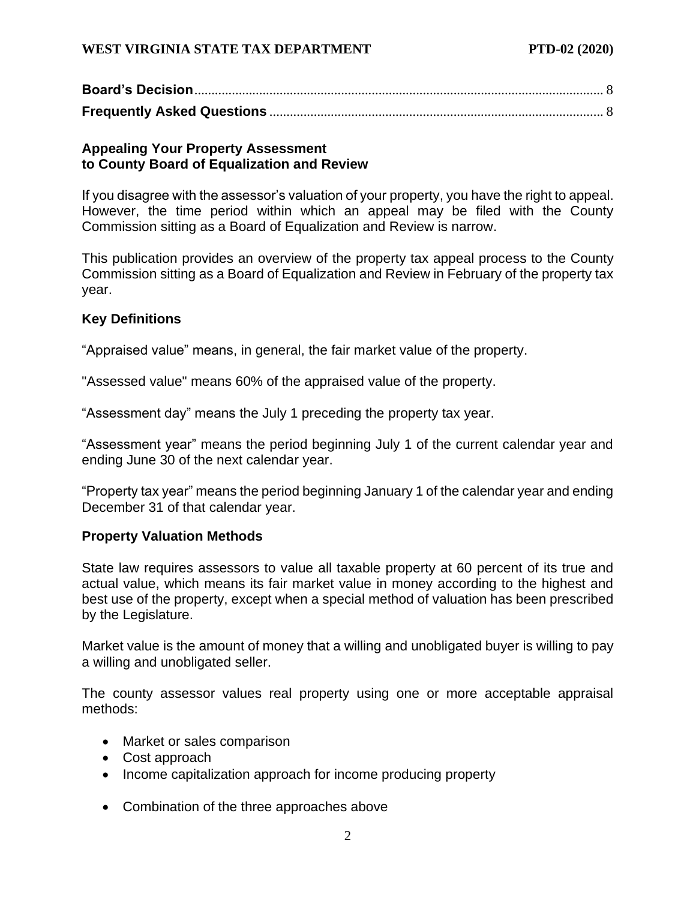**Board's Decision** .................................................................................................................... 8
**Frequently Asked Questions** ................................................................................................. 8

## Appealing Your Property Assessment to County Board of Equalization and Review

If you disagree with the assessor's valuation of your property, you have the right to appeal. However, the time period within which an appeal may be filed with the County Commission sitting as a Board of Equalization and Review is narrow.

This publication provides an overview of the property tax appeal process to the County Commission sitting as a Board of Equalization and Review in February of the property tax year.

## Key Definitions

"Appraised value" means, in general, the fair market value of the property.

"Assessed value" means 60% of the appraised value of the property.

"Assessment day" means the July 1 preceding the property tax year.

"Assessment year" means the period beginning July 1 of the current calendar year and ending June 30 of the next calendar year.

"Property tax year" means the period beginning January 1 of the calendar year and ending December 31 of that calendar year.

## Property Valuation Methods

State law requires assessors to value all taxable property at 60 percent of its true and actual value, which means its fair market value in money according to the highest and best use of the property, except when a special method of valuation has been prescribed by the Legislature.

Market value is the amount of money that a willing and unobligated buyer is willing to pay a willing and unobligated seller.

The county assessor values real property using one or more acceptable appraisal methods:

- Market or sales comparison
- Cost approach
- Income capitalization approach for income producing property
- Combination of the three approaches above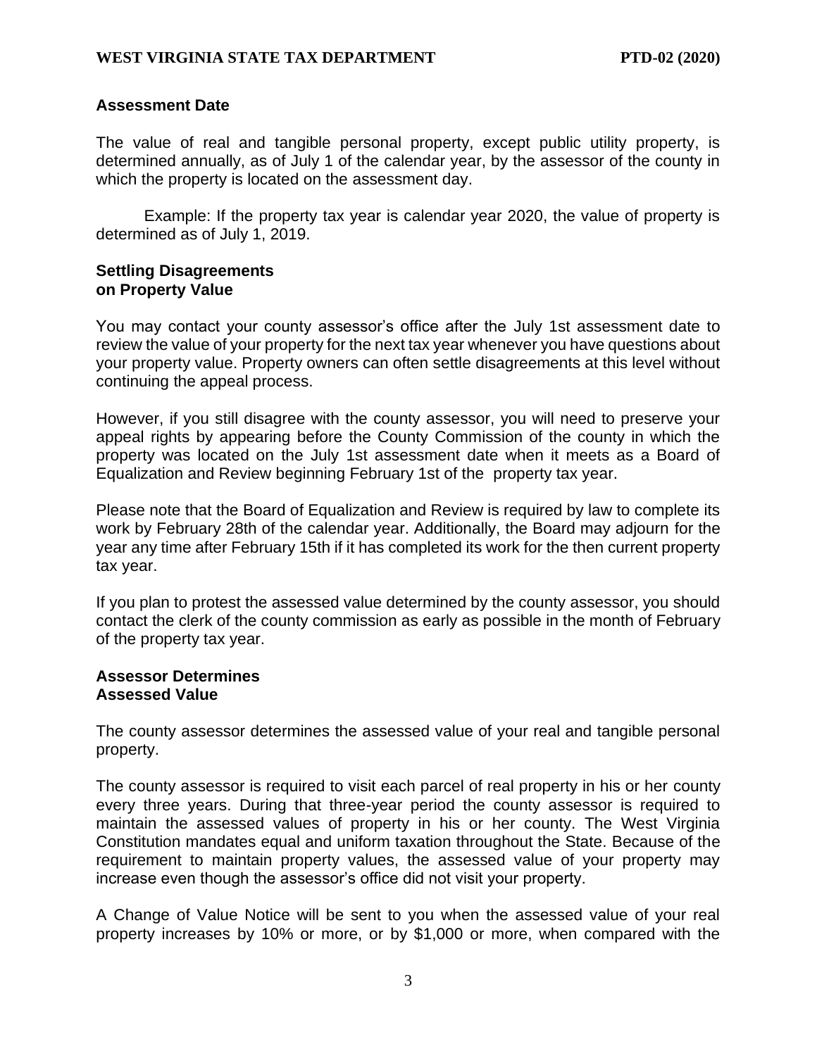## Assessment Date

The value of real and tangible personal property, except public utility property, is determined annually, as of July 1 of the calendar year, by the assessor of the county in which the property is located on the assessment day.

Example: If the property tax year is calendar year 2020, the value of property is determined as of July 1, 2019.

## Settling Disagreements on Property Value

You may contact your county assessor's office after the July 1st assessment date to review the value of your property for the next tax year whenever you have questions about your property value. Property owners can often settle disagreements at this level without continuing the appeal process.

However, if you still disagree with the county assessor, you will need to preserve your appeal rights by appearing before the County Commission of the county in which the property was located on the July 1st assessment date when it meets as a Board of Equalization and Review beginning February 1st of the property tax year.

Please note that the Board of Equalization and Review is required by law to complete its work by February 28th of the calendar year. Additionally, the Board may adjourn for the year any time after February 15th if it has completed its work for the then current property tax year.

If you plan to protest the assessed value determined by the county assessor, you should contact the clerk of the county commission as early as possible in the month of February of the property tax year.

## Assessor Determines Assessed Value

The county assessor determines the assessed value of your real and tangible personal property.

The county assessor is required to visit each parcel of real property in his or her county every three years. During that three-year period the county assessor is required to maintain the assessed values of property in his or her county. The West Virginia Constitution mandates equal and uniform taxation throughout the State. Because of the requirement to maintain property values, the assessed value of your property may increase even though the assessor's office did not visit your property.

A Change of Value Notice will be sent to you when the assessed value of your real property increases by 10% or more, or by $1,000 or more, when compared with the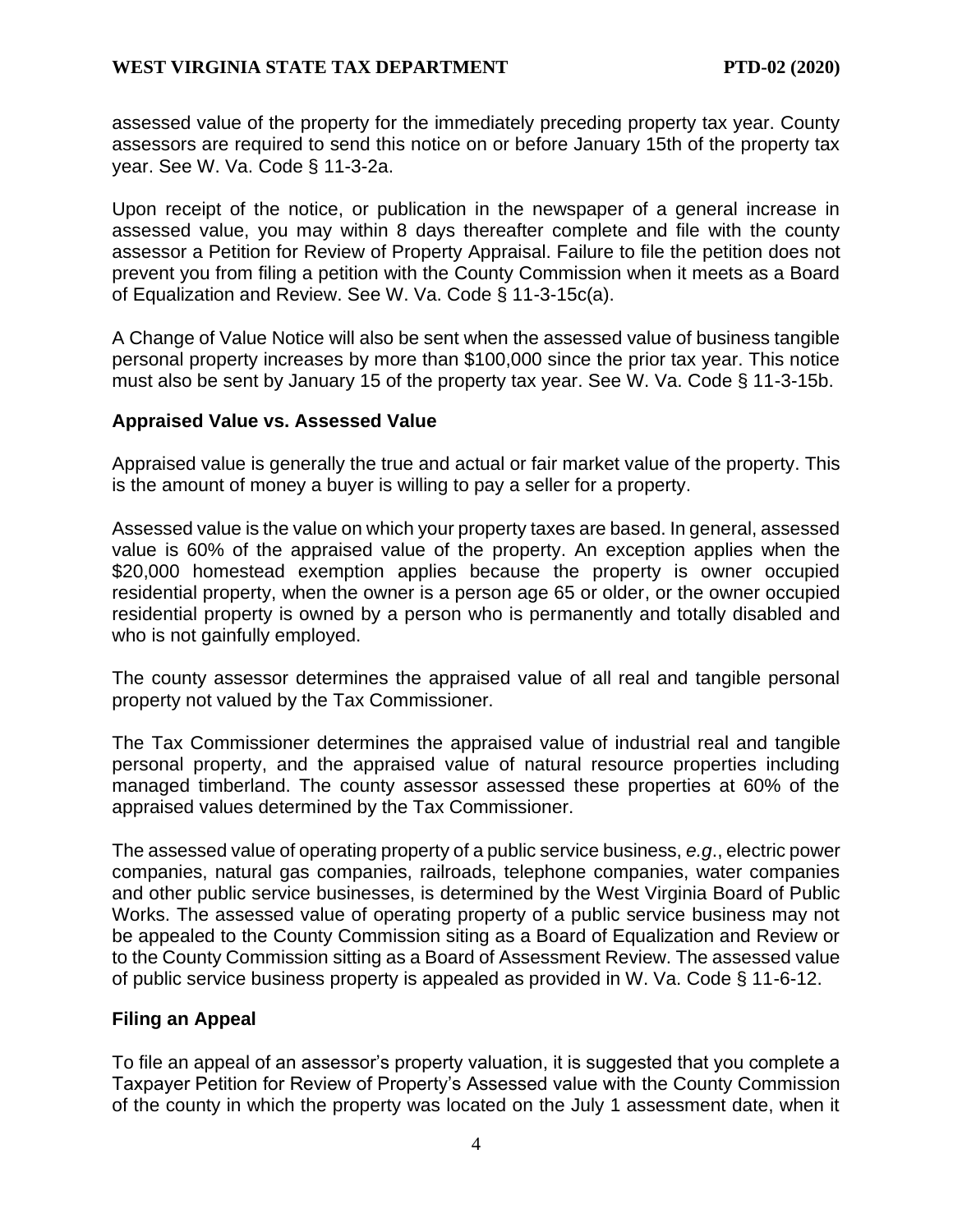assessed value of the property for the immediately preceding property tax year. County assessors are required to send this notice on or before January 15th of the property tax year. See W. Va. Code § 11-3-2a.

Upon receipt of the notice, or publication in the newspaper of a general increase in assessed value, you may within 8 days thereafter complete and file with the county assessor a Petition for Review of Property Appraisal. Failure to file the petition does not prevent you from filing a petition with the County Commission when it meets as a Board of Equalization and Review. See W. Va. Code § 11-3-15c(a).

A Change of Value Notice will also be sent when the assessed value of business tangible personal property increases by more than $100,000 since the prior tax year. This notice must also be sent by January 15 of the property tax year. See W. Va. Code § 11-3-15b.

### Appraised Value vs. Assessed Value

Appraised value is generally the true and actual or fair market value of the property. This is the amount of money a buyer is willing to pay a seller for a property.

Assessed value is the value on which your property taxes are based. In general, assessed value is 60% of the appraised value of the property. An exception applies when the $20,000 homestead exemption applies because the property is owner occupied residential property, when the owner is a person age 65 or older, or the owner occupied residential property is owned by a person who is permanently and totally disabled and who is not gainfully employed.

The county assessor determines the appraised value of all real and tangible personal property not valued by the Tax Commissioner.

The Tax Commissioner determines the appraised value of industrial real and tangible personal property, and the appraised value of natural resource properties including managed timberland. The county assessor assessed these properties at 60% of the appraised values determined by the Tax Commissioner.

The assessed value of operating property of a public service business, *e.g*., electric power companies, natural gas companies, railroads, telephone companies, water companies and other public service businesses, is determined by the West Virginia Board of Public Works. The assessed value of operating property of a public service business may not be appealed to the County Commission siting as a Board of Equalization and Review or to the County Commission sitting as a Board of Assessment Review. The assessed value of public service business property is appealed as provided in W. Va. Code § 11-6-12.

### Filing an Appeal

To file an appeal of an assessor's property valuation, it is suggested that you complete a Taxpayer Petition for Review of Property's Assessed value with the County Commission of the county in which the property was located on the July 1 assessment date, when it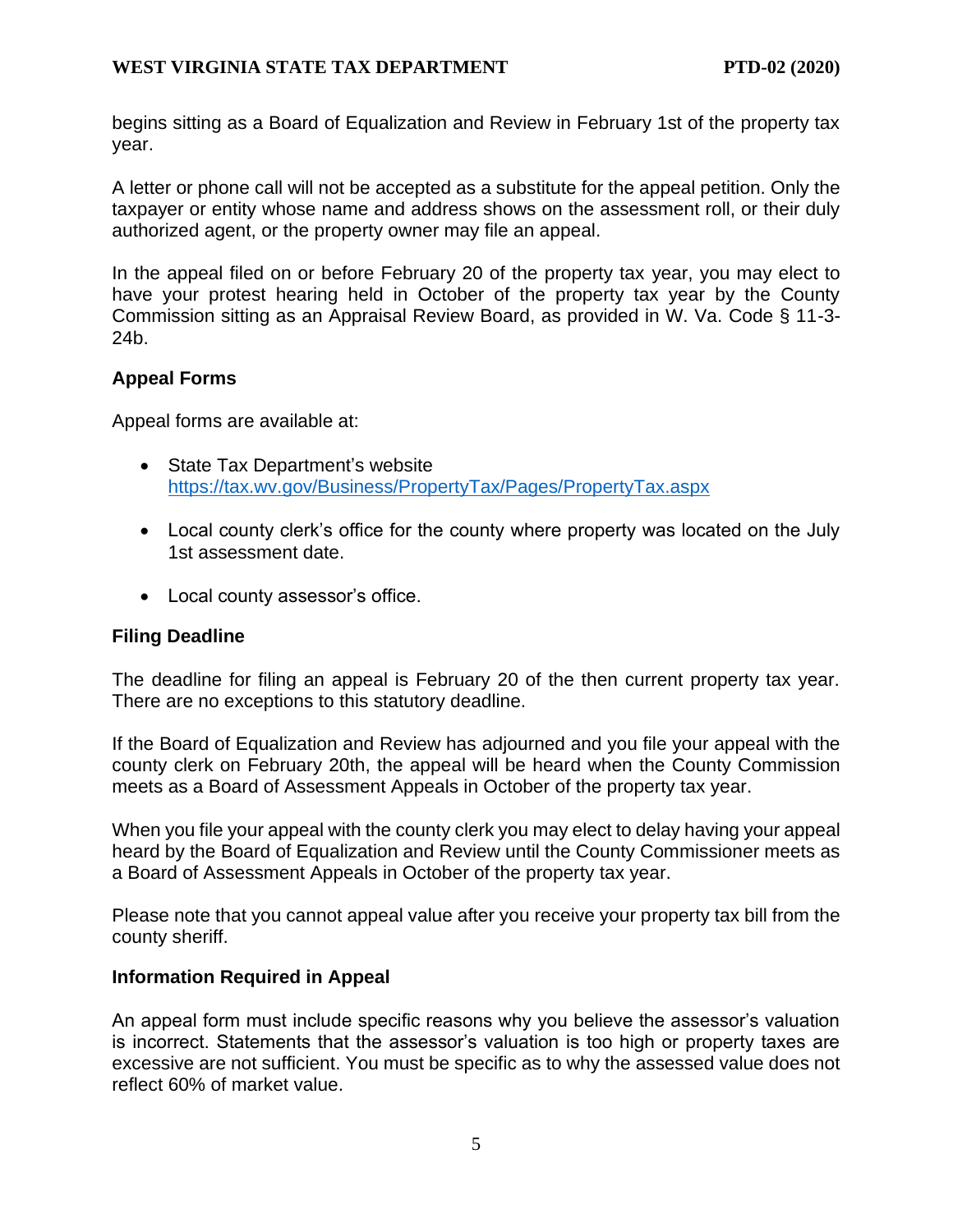begins sitting as a Board of Equalization and Review in February 1st of the property tax year.

A letter or phone call will not be accepted as a substitute for the appeal petition. Only the taxpayer or entity whose name and address shows on the assessment roll, or their duly authorized agent, or the property owner may file an appeal.

In the appeal filed on or before February 20 of the property tax year, you may elect to have your protest hearing held in October of the property tax year by the County Commission sitting as an Appraisal Review Board, as provided in W. Va. Code § 11-3-24b.

### Appeal Forms

Appeal forms are available at:

- State Tax Department's website https://tax.wv.gov/Business/PropertyTax/Pages/PropertyTax.aspx
- Local county clerk's office for the county where property was located on the July 1st assessment date.
- Local county assessor's office.

### Filing Deadline

The deadline for filing an appeal is February 20 of the then current property tax year. There are no exceptions to this statutory deadline.

If the Board of Equalization and Review has adjourned and you file your appeal with the county clerk on February 20th, the appeal will be heard when the County Commission meets as a Board of Assessment Appeals in October of the property tax year.

When you file your appeal with the county clerk you may elect to delay having your appeal heard by the Board of Equalization and Review until the County Commissioner meets as a Board of Assessment Appeals in October of the property tax year.

Please note that you cannot appeal value after you receive your property tax bill from the county sheriff.

### Information Required in Appeal

An appeal form must include specific reasons why you believe the assessor's valuation is incorrect. Statements that the assessor's valuation is too high or property taxes are excessive are not sufficient. You must be specific as to why the assessed value does not reflect 60% of market value.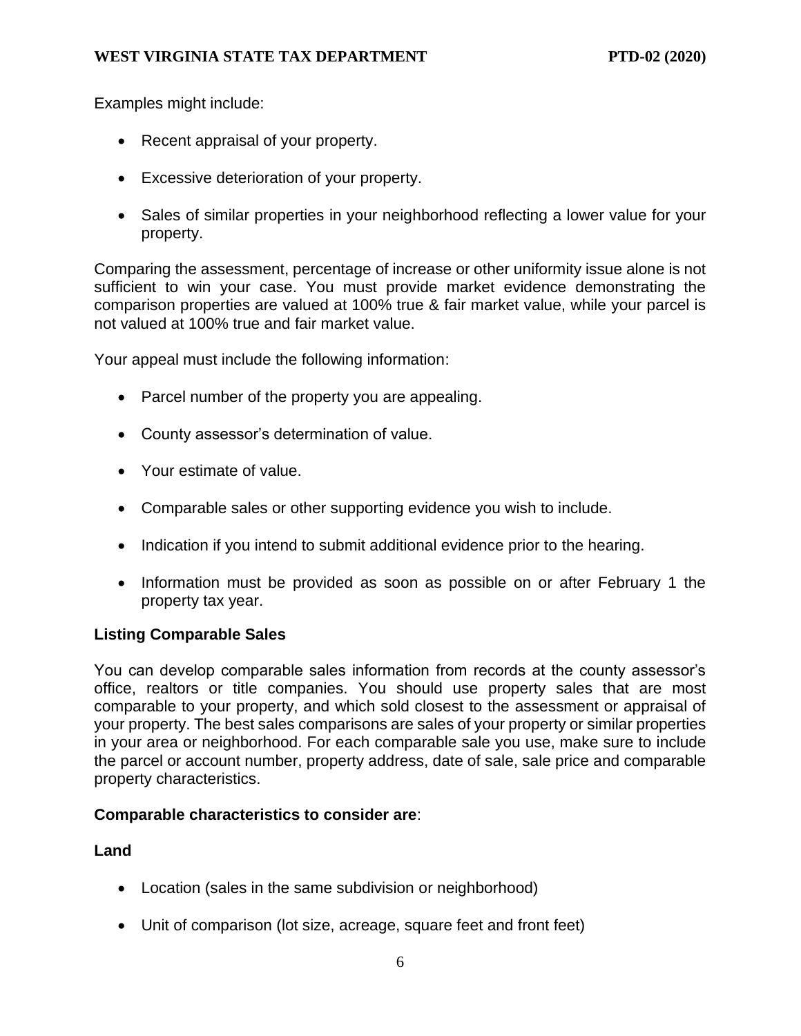Examples might include:

- Recent appraisal of your property.
- Excessive deterioration of your property.
- Sales of similar properties in your neighborhood reflecting a lower value for your property.

Comparing the assessment, percentage of increase or other uniformity issue alone is not sufficient to win your case. You must provide market evidence demonstrating the comparison properties are valued at 100% true & fair market value, while your parcel is not valued at 100% true and fair market value.

Your appeal must include the following information:

- Parcel number of the property you are appealing.
- County assessor's determination of value.
- Your estimate of value.
- Comparable sales or other supporting evidence you wish to include.
- Indication if you intend to submit additional evidence prior to the hearing.
- Information must be provided as soon as possible on or after February 1 the property tax year.

**Listing Comparable Sales**

You can develop comparable sales information from records at the county assessor's office, realtors or title companies. You should use property sales that are most comparable to your property, and which sold closest to the assessment or appraisal of your property. The best sales comparisons are sales of your property or similar properties in your area or neighborhood. For each comparable sale you use, make sure to include the parcel or account number, property address, date of sale, sale price and comparable property characteristics.

**Comparable characteristics to consider are**:

**Land**

- Location (sales in the same subdivision or neighborhood)
- Unit of comparison (lot size, acreage, square feet and front feet)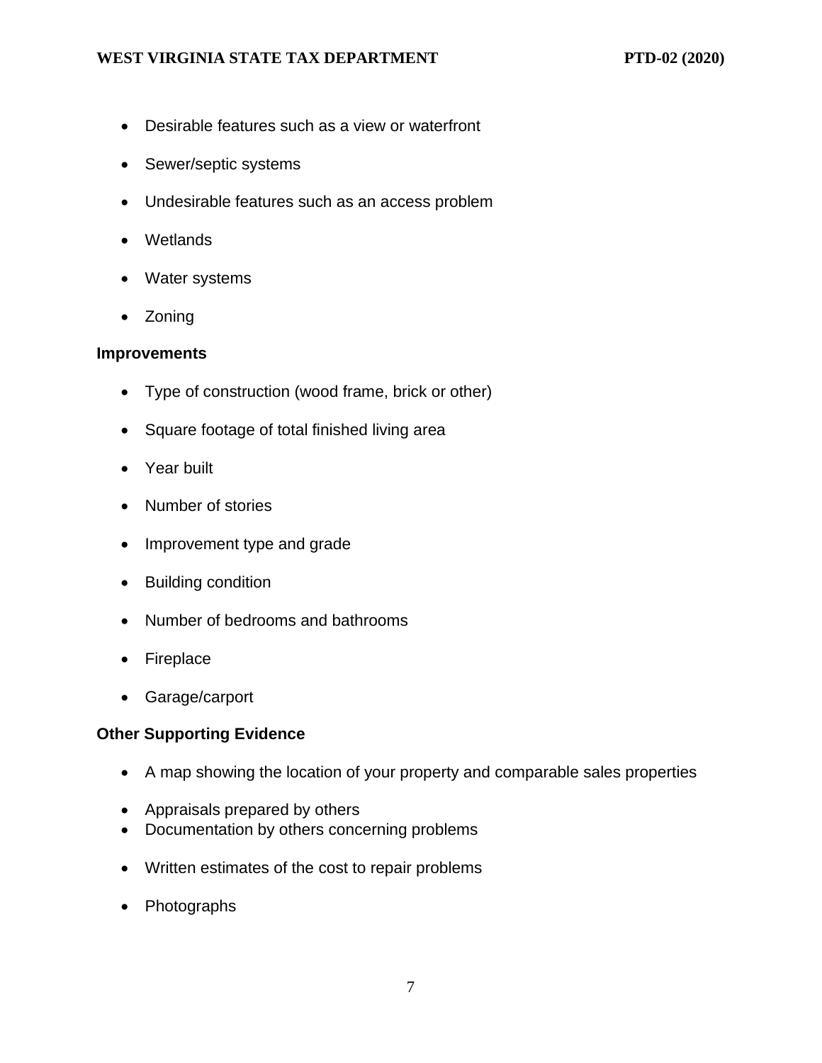- Desirable features such as a view or waterfront
- Sewer/septic systems
- Undesirable features such as an access problem
- Wetlands
- Water systems
- Zoning

**Improvements**

- Type of construction (wood frame, brick or other)
- Square footage of total finished living area
- Year built
- Number of stories
- Improvement type and grade
- Building condition
- Number of bedrooms and bathrooms
- Fireplace
- Garage/carport

**Other Supporting Evidence**

- A map showing the location of your property and comparable sales properties
- Appraisals prepared by others
- Documentation by others concerning problems
- Written estimates of the cost to repair problems
- Photographs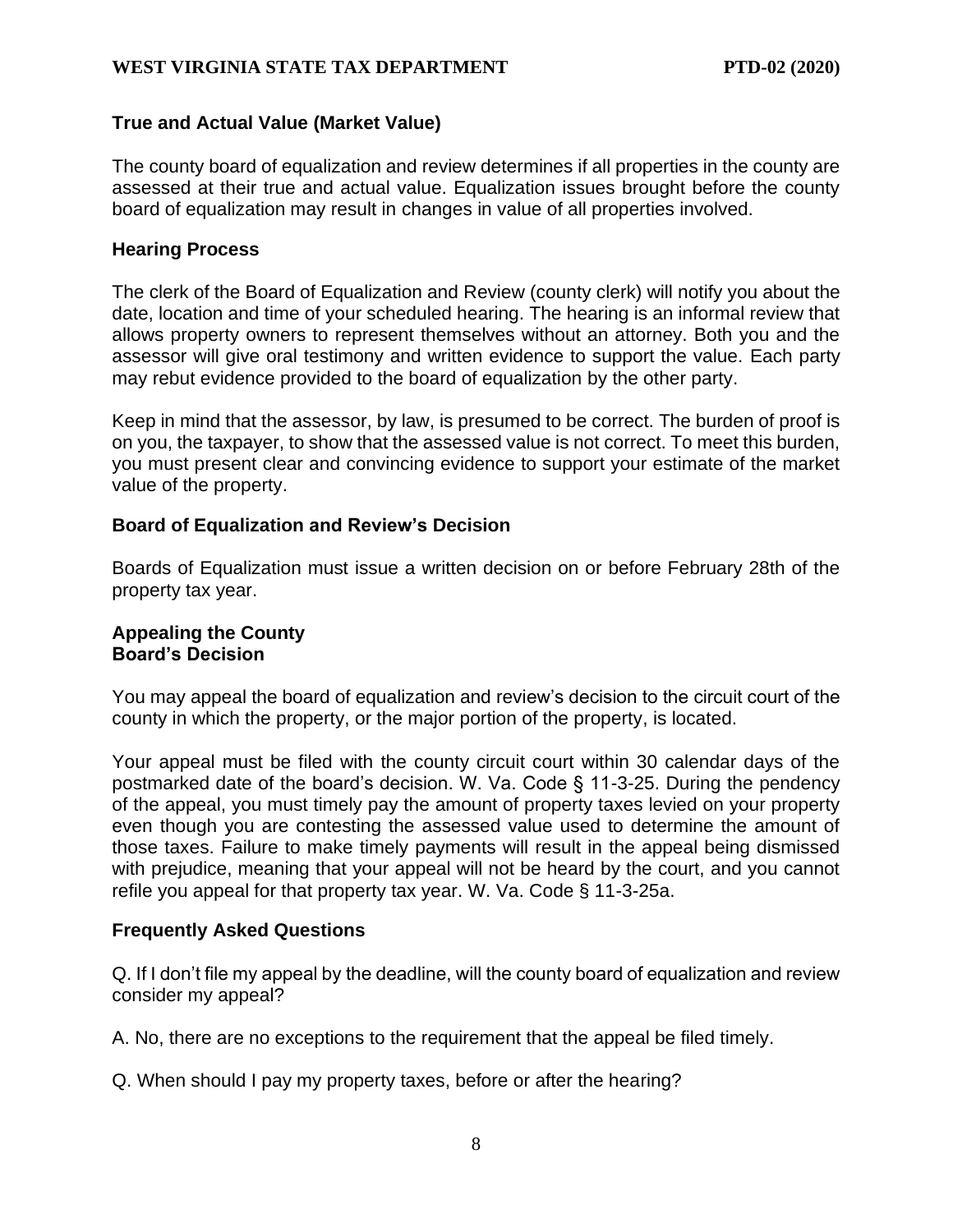### True and Actual Value (Market Value)

The county board of equalization and review determines if all properties in the county are assessed at their true and actual value. Equalization issues brought before the county board of equalization may result in changes in value of all properties involved.

### Hearing Process

The clerk of the Board of Equalization and Review (county clerk) will notify you about the date, location and time of your scheduled hearing. The hearing is an informal review that allows property owners to represent themselves without an attorney. Both you and the assessor will give oral testimony and written evidence to support the value. Each party may rebut evidence provided to the board of equalization by the other party.

Keep in mind that the assessor, by law, is presumed to be correct. The burden of proof is on you, the taxpayer, to show that the assessed value is not correct. To meet this burden, you must present clear and convincing evidence to support your estimate of the market value of the property.

### Board of Equalization and Review's Decision

Boards of Equalization must issue a written decision on or before February 28th of the property tax year.

### Appealing the County Board's Decision

You may appeal the board of equalization and review's decision to the circuit court of the county in which the property, or the major portion of the property, is located.

Your appeal must be filed with the county circuit court within 30 calendar days of the postmarked date of the board's decision. W. Va. Code § 11-3-25. During the pendency of the appeal, you must timely pay the amount of property taxes levied on your property even though you are contesting the assessed value used to determine the amount of those taxes. Failure to make timely payments will result in the appeal being dismissed with prejudice, meaning that your appeal will not be heard by the court, and you cannot refile you appeal for that property tax year. W. Va. Code § 11-3-25a.

### Frequently Asked Questions

Q. If I don't file my appeal by the deadline, will the county board of equalization and review consider my appeal?

A. No, there are no exceptions to the requirement that the appeal be filed timely.

Q. When should I pay my property taxes, before or after the hearing?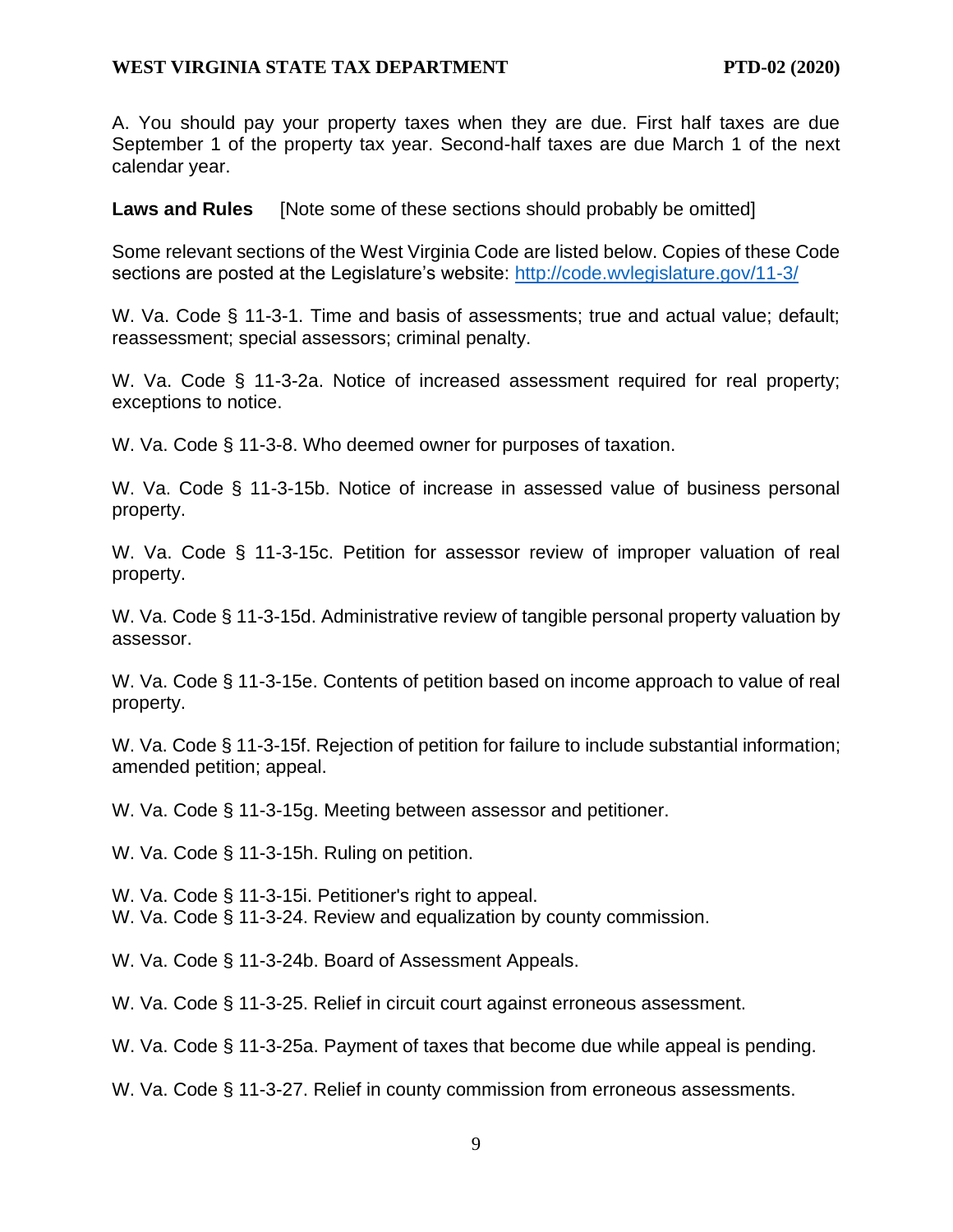A. You should pay your property taxes when they are due. First half taxes are due September 1 of the property tax year. Second-half taxes are due March 1 of the next calendar year.

**Laws and Rules** [Note some of these sections should probably be omitted]

Some relevant sections of the West Virginia Code are listed below. Copies of these Code sections are posted at the Legislature's website: http://code.wvlegislature.gov/11-3/

W. Va. Code § 11-3-1. Time and basis of assessments; true and actual value; default; reassessment; special assessors; criminal penalty.

W. Va. Code § 11-3-2a. Notice of increased assessment required for real property; exceptions to notice.

W. Va. Code § 11-3-8. Who deemed owner for purposes of taxation.

W. Va. Code § 11-3-15b. Notice of increase in assessed value of business personal property.

W. Va. Code § 11-3-15c. Petition for assessor review of improper valuation of real property.

W. Va. Code § 11-3-15d. Administrative review of tangible personal property valuation by assessor.

W. Va. Code § 11-3-15e. Contents of petition based on income approach to value of real property.

W. Va. Code § 11-3-15f. Rejection of petition for failure to include substantial information; amended petition; appeal.

W. Va. Code § 11-3-15g. Meeting between assessor and petitioner.

W. Va. Code § 11-3-15h. Ruling on petition.

W. Va. Code § 11-3-15i. Petitioner's right to appeal.

W. Va. Code § 11-3-24. Review and equalization by county commission.

W. Va. Code § 11-3-24b. Board of Assessment Appeals.

W. Va. Code § 11-3-25. Relief in circuit court against erroneous assessment.

W. Va. Code § 11-3-25a. Payment of taxes that become due while appeal is pending.

W. Va. Code § 11-3-27. Relief in county commission from erroneous assessments.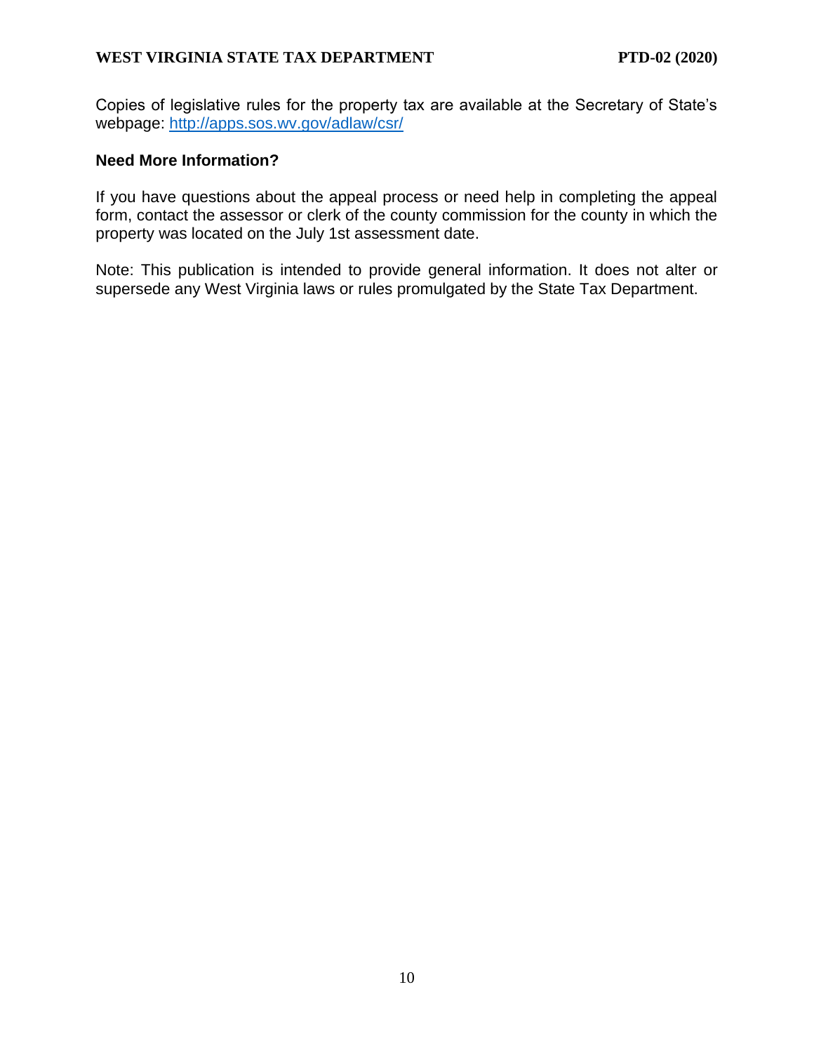Copies of legislative rules for the property tax are available at the Secretary of State's webpage: [http://apps.sos.wv.gov/adlaw/csr/](http://apps.sos.wv.gov/adlaw/csr/)

**Need More Information?**

If you have questions about the appeal process or need help in completing the appeal form, contact the assessor or clerk of the county commission for the county in which the property was located on the July 1st assessment date.

Note: This publication is intended to provide general information. It does not alter or supersede any West Virginia laws or rules promulgated by the State Tax Department.